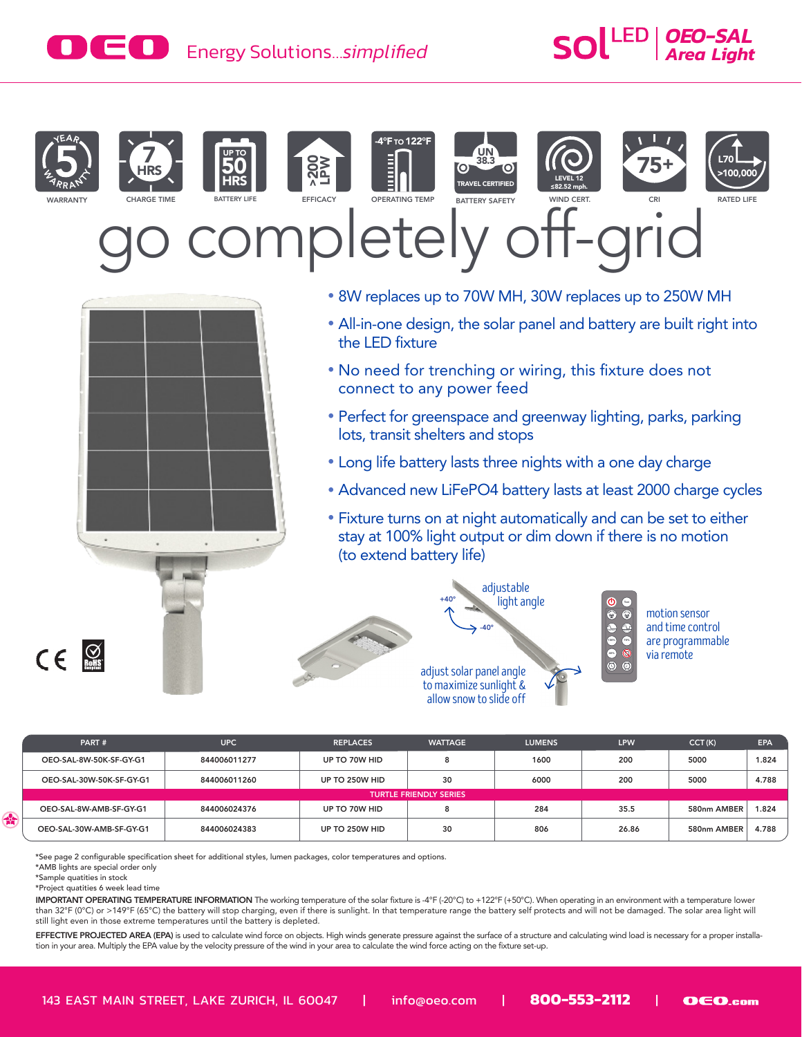# OEO Energy Solutions...*simplified*

**solLED | OEO-SAL Area Light**

5 YEAR WARRANTY — WARRANTY | 7 HRS — CHARGE TIME | UP TO 50 HRS — BATTERY LIFE | >200 LPW — EFFICACY | -4°F TO 122°F — OPERATING TEMP | UN 38.3 TRAVEL CERTIFIED — BATTERY SAFETY | LEVEL 12 ≤82.52 mph. — WIND CERT. | 75+ — CRI | L70 >100,000 — RATED LIFE

# go completely off-grid

- 8W replaces up to 70W MH, 30W replaces up to 250W MH
- All-in-one design, the solar panel and battery are built right into the LED fixture
- No need for trenching or wiring, this fixture does not connect to any power feed
- Perfect for greenspace and greenway lighting, parks, parking lots, transit shelters and stops
- Long life battery lasts three nights with a one day charge
- Advanced new LiFePO4 battery lasts at least 2000 charge cycles
- Fixture turns on at night automatically and can be set to either stay at 100% light output or dim down if there is no motion (to extend battery life)

adjustable light angle (+40° / -40°)

adjust solar panel angle to maximize sunlight & allow snow to slide off

motion sensor and time control are programmable via remote

| PART # | UPC | REPLACES | WATTAGE | LUMENS | LPW | CCT (K) | EPA |
|---|---|---|---|---|---|---|---|
| OEO-SAL-8W-50K-SF-GY-G1 | 844006011277 | UP TO 70W HID | 8 | 1600 | 200 | 5000 | 1.824 |
| OEO-SAL-30W-50K-SF-GY-G1 | 844006011260 | UP TO 250W HID | 30 | 6000 | 200 | 5000 | 4.788 |
| TURTLE FRIENDLY SERIES | | | | | | | |
| OEO-SAL-8W-AMB-SF-GY-G1 | 844006024376 | UP TO 70W HID | 8 | 284 | 35.5 | 580nm AMBER | 1.824 |
| OEO-SAL-30W-AMB-SF-GY-G1 | 844006024383 | UP TO 250W HID | 30 | 806 | 26.86 | 580nm AMBER | 4.788 |

*See page 2 configurable specification sheet for additional styles, lumen packages, color temperatures and options.
*AMB lights are special order only
*Sample quatities in stock
*Project quatities 6 week lead time

**IMPORTANT OPERATING TEMPERATURE INFORMATION** The working temperature of the solar fixture is -4°F (-20°C) to +122°F (+50°C). When operating in an environment with a temperature lower than 32°F (0°C) or >149°F (65°C) the battery will stop charging, even if there is sunlight. In that temperature range the battery self protects and will not be damaged. The solar area light will still light even in those extreme temperatures until the battery is depleted.

**EFFECTIVE PROJECTED AREA (EPA)** is used to calculate wind force on objects. High winds generate pressure against the surface of a structure and calculating wind load is necessary for a proper installation in your area. Multiply the EPA value by the velocity pressure of the wind in your area to calculate the wind force acting on the fixture set-up.

143 EAST MAIN STREET, LAKE ZURICH, IL 60047 | info@oeo.com | **800-553-2112** | OEO.com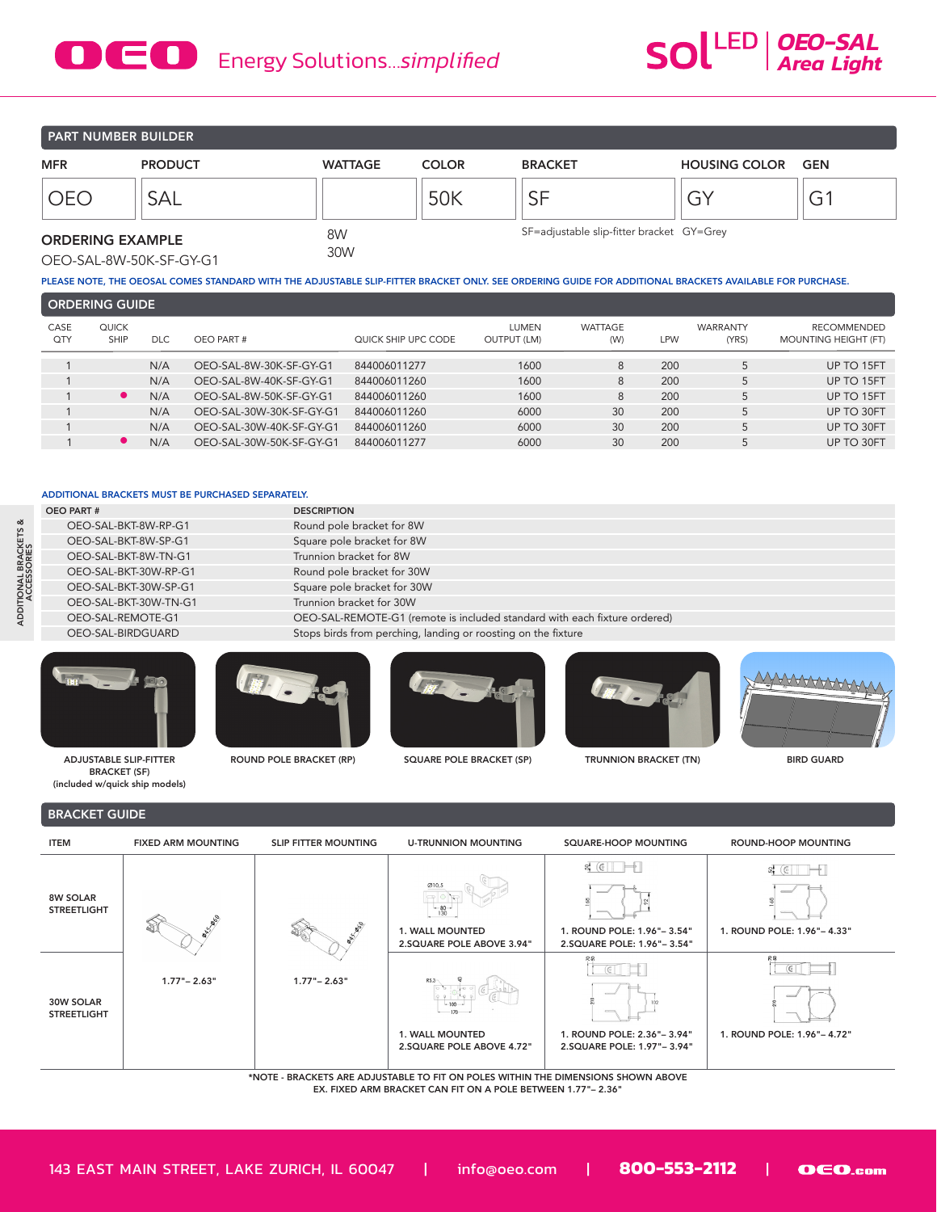# OEO Energy Solutions...*simplified*

## solLED | OEO-SAL Area Light

## PART NUMBER BUILDER

| MFR | PRODUCT | WATTAGE | COLOR | BRACKET | HOUSING COLOR | GEN |
|---|---|---|---|---|---|---|
| OEO | SAL | | 50K | SF | GY | G1 |
| | | 8W<br>30W | | SF=adjustable slip-fitter bracket | GY=Grey | |

**ORDERING EXAMPLE**

OEO-SAL-8W-50K-SF-GY-G1

PLEASE NOTE, THE OEOSAL COMES STANDARD WITH THE ADJUSTABLE SLIP-FITTER BRACKET ONLY. SEE ORDERING GUIDE FOR ADDITIONAL BRACKETS AVAILABLE FOR PURCHASE.

## ORDERING GUIDE

| CASE QTY | QUICK SHIP | DLC | OEO PART # | QUICK SHIP UPC CODE | LUMEN OUTPUT (LM) | WATTAGE (W) | LPW | WARRANTY (YRS) | RECOMMENDED MOUNTING HEIGHT (FT) |
|---|---|---|---|---|---|---|---|---|---|
| 1 | | N/A | OEO-SAL-8W-30K-SF-GY-G1 | 844006011277 | 1600 | 8 | 200 | 5 | UP TO 15FT |
| 1 | | N/A | OEO-SAL-8W-40K-SF-GY-G1 | 844006011260 | 1600 | 8 | 200 | 5 | UP TO 15FT |
| 1 | ● | N/A | OEO-SAL-8W-50K-SF-GY-G1 | 844006011260 | 1600 | 8 | 200 | 5 | UP TO 15FT |
| 1 | | N/A | OEO-SAL-30W-30K-SF-GY-G1 | 844006011260 | 6000 | 30 | 200 | 5 | UP TO 30FT |
| 1 | | N/A | OEO-SAL-30W-40K-SF-GY-G1 | 844006011260 | 6000 | 30 | 200 | 5 | UP TO 30FT |
| 1 | ● | N/A | OEO-SAL-30W-50K-SF-GY-G1 | 844006011277 | 6000 | 30 | 200 | 5 | UP TO 30FT |

## ADDITIONAL BRACKETS & ACCESSORIES

ADDITIONAL BRACKETS MUST BE PURCHASED SEPARATELY.

| OEO PART # | DESCRIPTION |
|---|---|
| OEO-SAL-BKT-8W-RP-G1 | Round pole bracket for 8W |
| OEO-SAL-BKT-8W-SP-G1 | Square pole bracket for 8W |
| OEO-SAL-BKT-8W-TN-G1 | Trunnion bracket for 8W |
| OEO-SAL-BKT-30W-RP-G1 | Round pole bracket for 30W |
| OEO-SAL-BKT-30W-SP-G1 | Square pole bracket for 30W |
| OEO-SAL-BKT-30W-TN-G1 | Trunnion bracket for 30W |
| OEO-SAL-REMOTE-G1 | OEO-SAL-REMOTE-G1 (remote is included standard with each fixture ordered) |
| OEO-SAL-BIRDGUARD | Stops birds from perching, landing or roosting on the fixture |

ADJUSTABLE SLIP-FITTER BRACKET (SF) (included w/quick ship models)

ROUND POLE BRACKET (RP)

SQUARE POLE BRACKET (SP)

TRUNNION BRACKET (TN)

BIRD GUARD

## BRACKET GUIDE

| ITEM | FIXED ARM MOUNTING | SLIP FITTER MOUNTING | U-TRUNNION MOUNTING | SQUARE-HOOP MOUNTING | ROUND-HOOP MOUNTING |
|---|---|---|---|---|---|
| 8W SOLAR STREETLIGHT | 1.77"– 2.63" | 1.77"– 2.63" | 1. WALL MOUNTED<br>2.SQUARE POLE ABOVE 3.94" | 1. ROUND POLE: 1.96"– 3.54"<br>2.SQUARE POLE: 1.96"– 3.54" | 1. ROUND POLE: 1.96"– 4.33" |
| 30W SOLAR STREETLIGHT | 1.77"– 2.63" | 1.77"– 2.63" | 1. WALL MOUNTED<br>2.SQUARE POLE ABOVE 4.72" | 1. ROUND POLE: 2.36"– 3.94"<br>2.SQUARE POLE: 1.97"– 3.94" | 1. ROUND POLE: 1.96"– 4.72" |

*NOTE - BRACKETS ARE ADJUSTABLE TO FIT ON POLES WITHIN THE DIMENSIONS SHOWN ABOVE
EX. FIXED ARM BRACKET CAN FIT ON A POLE BETWEEN 1.77"– 2.36"

143 EAST MAIN STREET, LAKE ZURICH, IL 60047 | info@oeo.com | 800-553-2112 | OEO.com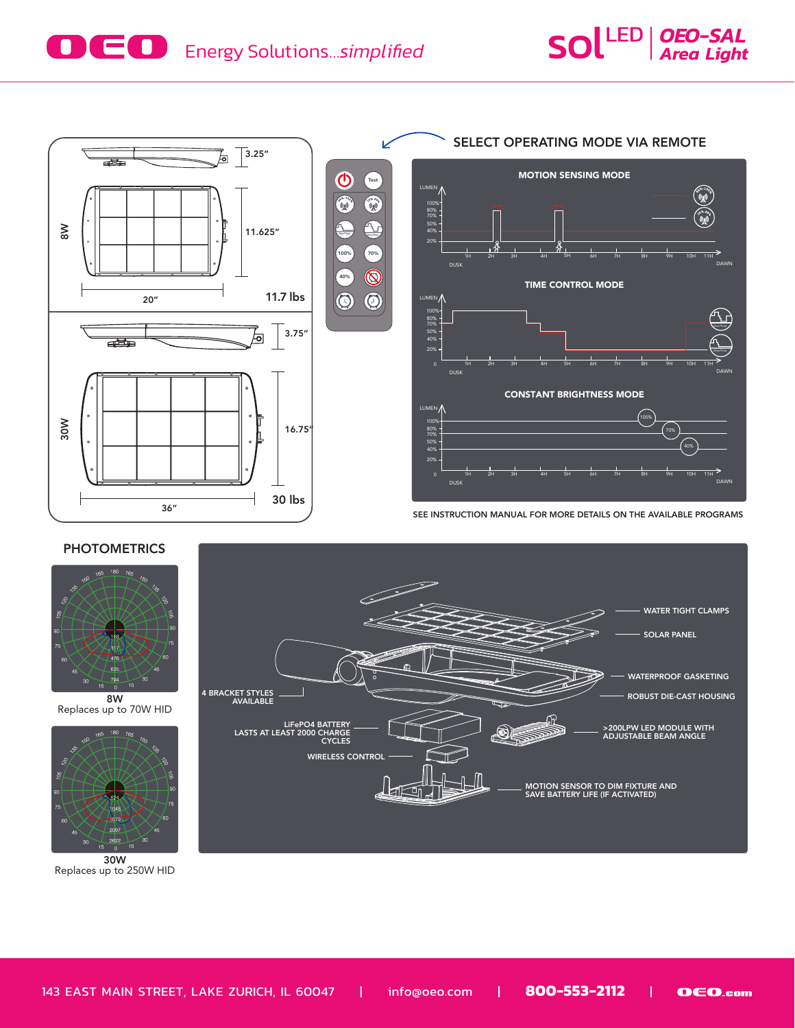**OEO** Energy Solutions...*simplified*

**sol LED | OEO-SAL Area Light**

8W

3.25"

11.625"

20"

11.7 lbs

30W

3.75"

16.75"

36"

30 lbs

## SELECT OPERATING MODE VIA REMOTE

### MOTION SENSING MODE

LUMEN

100%
80%
70%
50%
40%
20%

1H 2H 3H 4H 5H 6H 7H 8H 9H 10H 11H

DUSK DAWN

### TIME CONTROL MODE

LUMEN

100%
80%
70%
50%
40%
20%
0

1H 2H 3H 4H 5H 6H 7H 8H 9H 10H 11H

DUSK DAWN

### CONSTANT BRIGHTNESS MODE

LUMEN

100%
80%
70%
50%
40%
20%
0

100% 70% 40%

1H 2H 3H 4H 5H 6H 7H 8H 9H 10H 11H

DUSK DAWN

SEE INSTRUCTION MANUAL FOR MORE DETAILS ON THE AVAILABLE PROGRAMS

## PHOTOMETRICS

**8W**
Replaces up to 70W HID

**30W**
Replaces up to 250W HID

- WATER TIGHT CLAMPS
- SOLAR PANEL
- WATERPROOF GASKETING
- ROBUST DIE-CAST HOUSING
- 4 BRACKET STYLES AVAILABLE
- LiFePO4 BATTERY LASTS AT LEAST 2000 CHARGE CYCLES
- >200LPW LED MODULE WITH ADJUSTABLE BEAM ANGLE
- WIRELESS CONTROL
- MOTION SENSOR TO DIM FIXTURE AND SAVE BATTERY LIFE (IF ACTIVATED)

143 EAST MAIN STREET, LAKE ZURICH, IL 60047 | info@oeo.com | **800-553-2112** | **OEO.com**